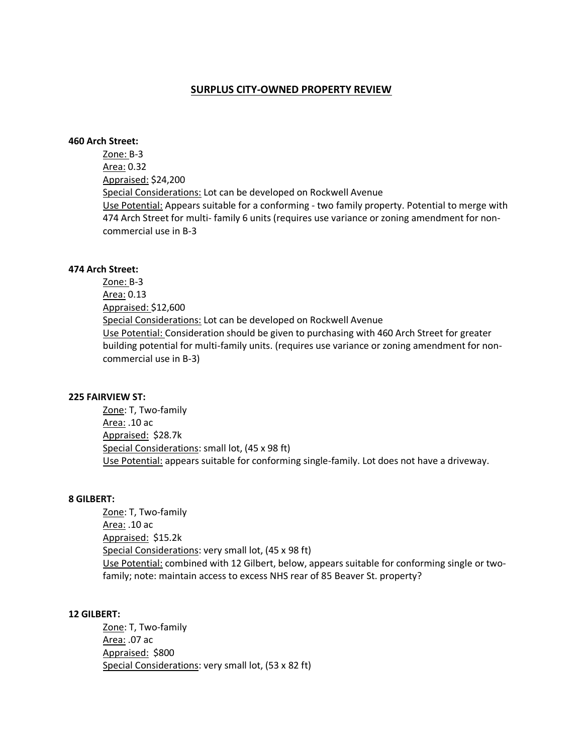# SURPLUS CITY-OWNED PROPERTY REVIEW

**460 Arch Street:**

Zone: B-3
Area: 0.32
Appraised: $24,200
Special Considerations: Lot can be developed on Rockwell Avenue
Use Potential: Appears suitable for a conforming - two family property. Potential to merge with 474 Arch Street for multi- family 6 units (requires use variance or zoning amendment for non-commercial use in B-3

**474 Arch Street:**

Zone: B-3
Area: 0.13
Appraised: $12,600
Special Considerations: Lot can be developed on Rockwell Avenue
Use Potential: Consideration should be given to purchasing with 460 Arch Street for greater building potential for multi-family units. (requires use variance or zoning amendment for non-commercial use in B-3)

**225 FAIRVIEW ST:**

Zone: T, Two-family
Area: .10 ac
Appraised: $28.7k
Special Considerations: small lot, (45 x 98 ft)
Use Potential: appears suitable for conforming single-family. Lot does not have a driveway.

**8 GILBERT:**

Zone: T, Two-family
Area: .10 ac
Appraised: $15.2k
Special Considerations: very small lot, (45 x 98 ft)
Use Potential: combined with 12 Gilbert, below, appears suitable for conforming single or two-family; note: maintain access to excess NHS rear of 85 Beaver St. property?

**12 GILBERT:**

Zone: T, Two-family
Area: .07 ac
Appraised: $800
Special Considerations: very small lot, (53 x 82 ft)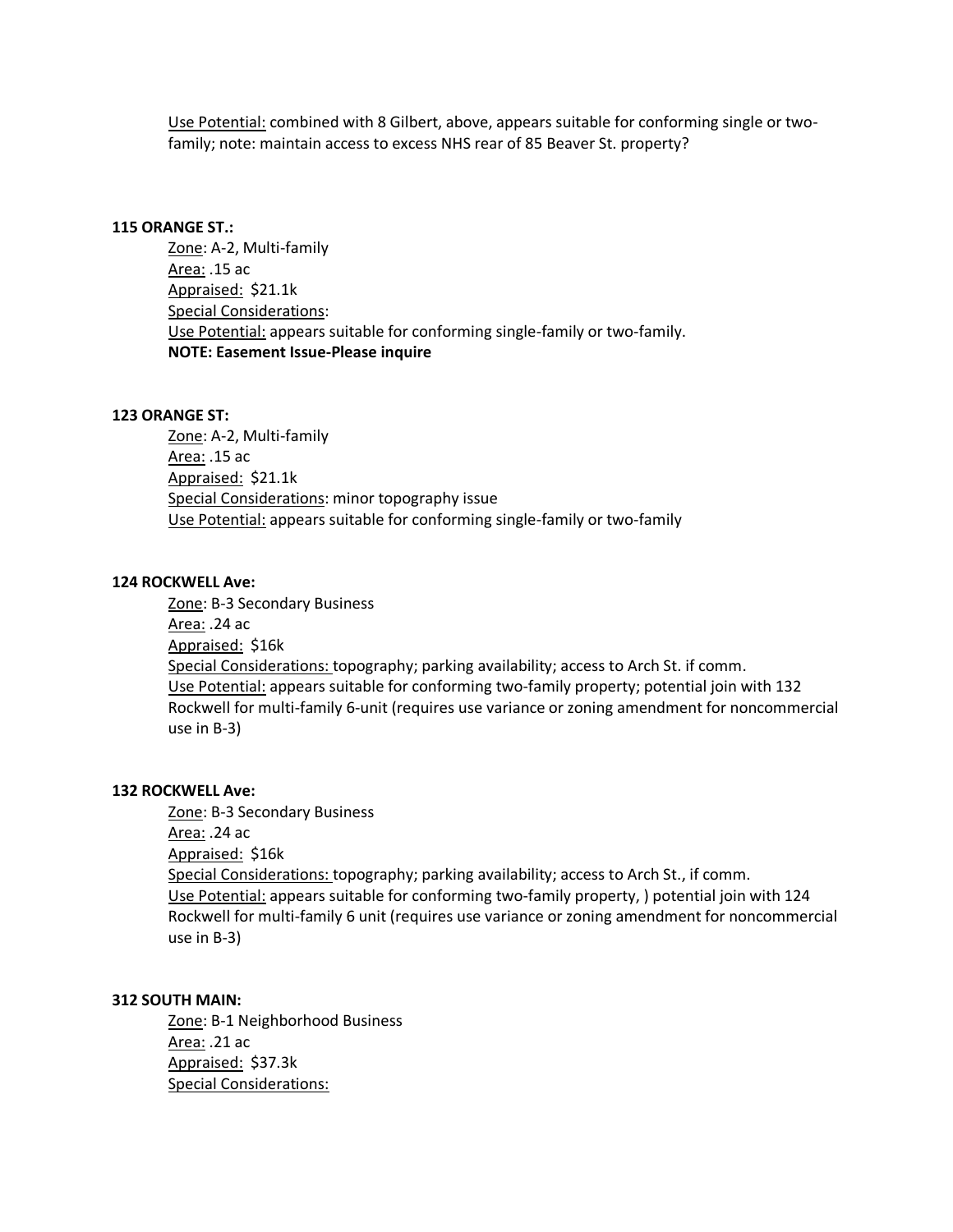Use Potential: combined with 8 Gilbert, above, appears suitable for conforming single or two-family; note: maintain access to excess NHS rear of 85 Beaver St. property?

**115 ORANGE ST.:**

Zone: A-2, Multi-family
Area: .15 ac
Appraised: $21.1k
Special Considerations:
Use Potential: appears suitable for conforming single-family or two-family.
**NOTE: Easement Issue-Please inquire**

**123 ORANGE ST:**

Zone: A-2, Multi-family
Area: .15 ac
Appraised: $21.1k
Special Considerations: minor topography issue
Use Potential: appears suitable for conforming single-family or two-family

**124 ROCKWELL Ave:**

Zone: B-3 Secondary Business
Area: .24 ac
Appraised: $16k
Special Considerations: topography; parking availability; access to Arch St. if comm.
Use Potential: appears suitable for conforming two-family property; potential join with 132 Rockwell for multi-family 6-unit (requires use variance or zoning amendment for noncommercial use in B-3)

**132 ROCKWELL Ave:**

Zone: B-3 Secondary Business
Area: .24 ac
Appraised: $16k
Special Considerations: topography; parking availability; access to Arch St., if comm.
Use Potential: appears suitable for conforming two-family property, ) potential join with 124 Rockwell for multi-family 6 unit (requires use variance or zoning amendment for noncommercial use in B-3)

**312 SOUTH MAIN:**

Zone: B-1 Neighborhood Business
Area: .21 ac
Appraised: $37.3k
Special Considerations: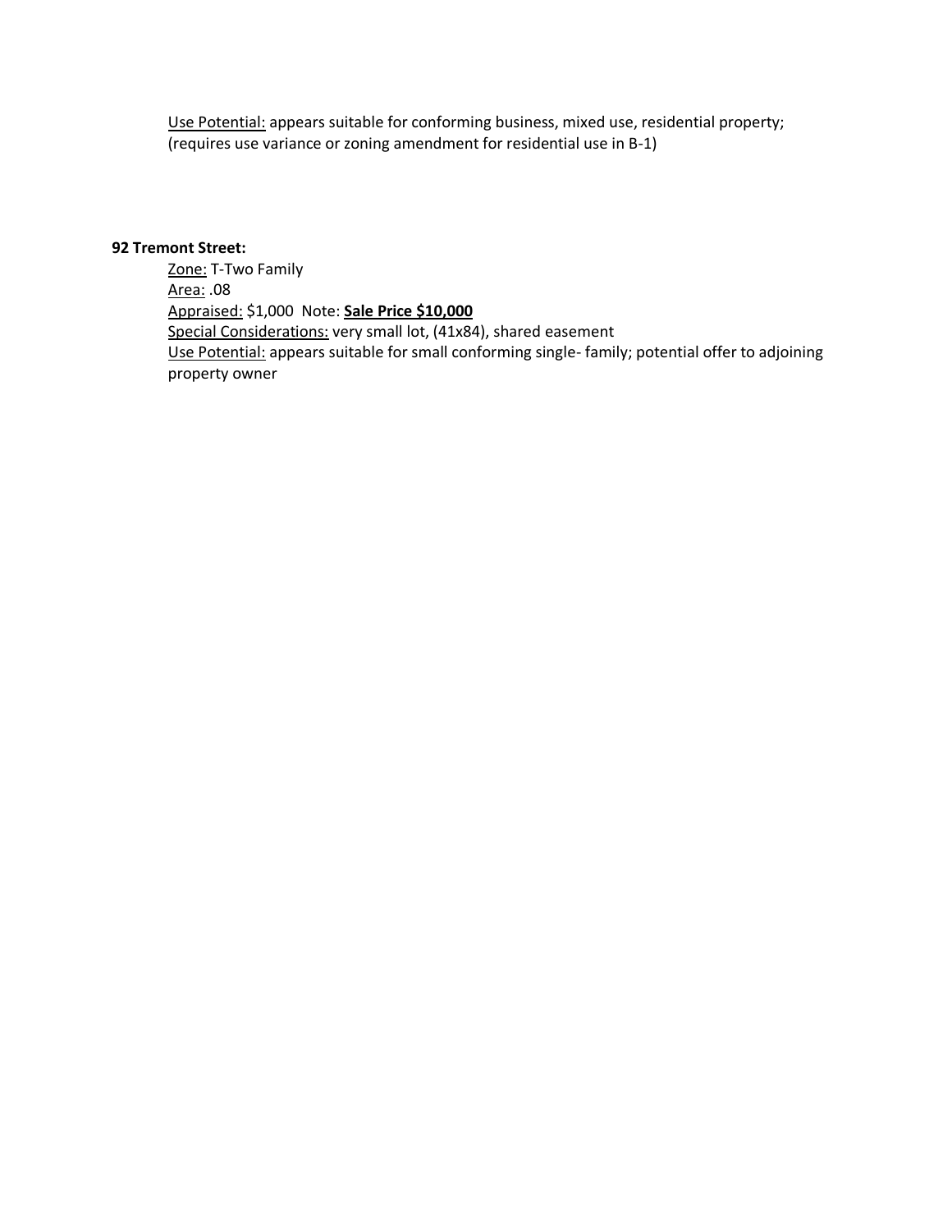Use Potential: appears suitable for conforming business, mixed use, residential property; (requires use variance or zoning amendment for residential use in B-1)

**92 Tremont Street:**

Zone: T-Two Family
Area: .08
Appraised: $1,000 Note: **Sale Price $10,000**
Special Considerations: very small lot, (41x84), shared easement
Use Potential: appears suitable for small conforming single- family; potential offer to adjoining property owner